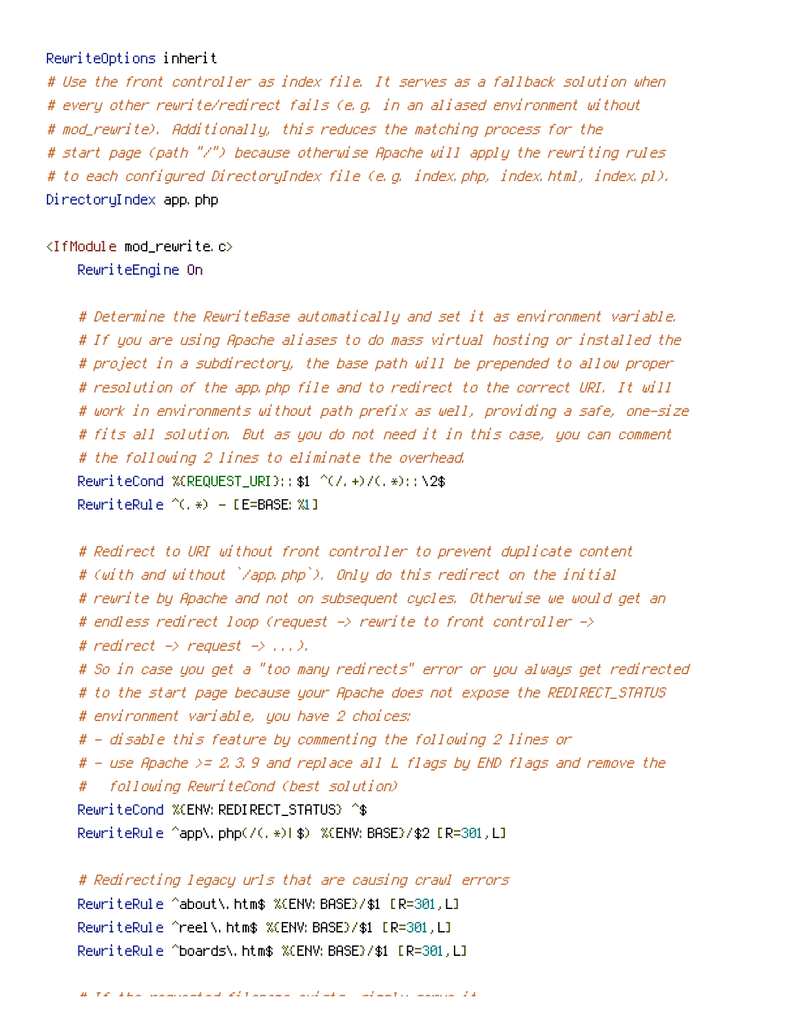```
RewriteOptions inherit
# Use the front controller as index file. It serves as a fallback solution when
# every other rewrite/redirect fails (e.g. in an aliased environment without
# mod_rewrite). Additionally, this reduces the matching process for the
# start page (path "/") because otherwise Apache will apply the rewriting rules
# to each configured DirectoryIndex file (e.g. index.php, index.html, index.pl).
DirectoryIndex app.php

<IfModule mod_rewrite.c>
    RewriteEngine On

    # Determine the RewriteBase automatically and set it as environment variable.
    # If you are using Apache aliases to do mass virtual hosting or installed the
    # project in a subdirectory, the base path will be prepended to allow proper
    # resolution of the app.php file and to redirect to the correct URI. It will
    # work in environments without path prefix as well, providing a safe, one-size
    # fits all solution. But as you do not need it in this case, you can comment
    # the following 2 lines to eliminate the overhead.
    RewriteCond %{REQUEST_URI}::$1 ^(/.+)/(.*)::\2$
    RewriteRule ^(.*) - [E=BASE:%1]

    # Redirect to URI without front controller to prevent duplicate content
    # (with and without `/app.php`). Only do this redirect on the initial
    # rewrite by Apache and not on subsequent cycles. Otherwise we would get an
    # endless redirect loop (request -> rewrite to front controller ->
    # redirect -> request -> ...).
    # So in case you get a "too many redirects" error or you always get redirected
    # to the start page because your Apache does not expose the REDIRECT_STATUS
    # environment variable, you have 2 choices:
    # - disable this feature by commenting the following 2 lines or
    # - use Apache >= 2.3.9 and replace all L flags by END flags and remove the
    #   following RewriteCond (best solution)
    RewriteCond %{ENV:REDIRECT_STATUS} ^$
    RewriteRule ^app\.php(/(.*)|$) %{ENV:BASE}/$2 [R=301,L]

    # Redirecting legacy urls that are causing crawl errors
    RewriteRule ^about\.htm$ %{ENV:BASE}/$1 [R=301,L]
    RewriteRule ^reel\.htm$ %{ENV:BASE}/$1 [R=301,L]
    RewriteRule ^boards\.htm$ %{ENV:BASE}/$1 [R=301,L]
```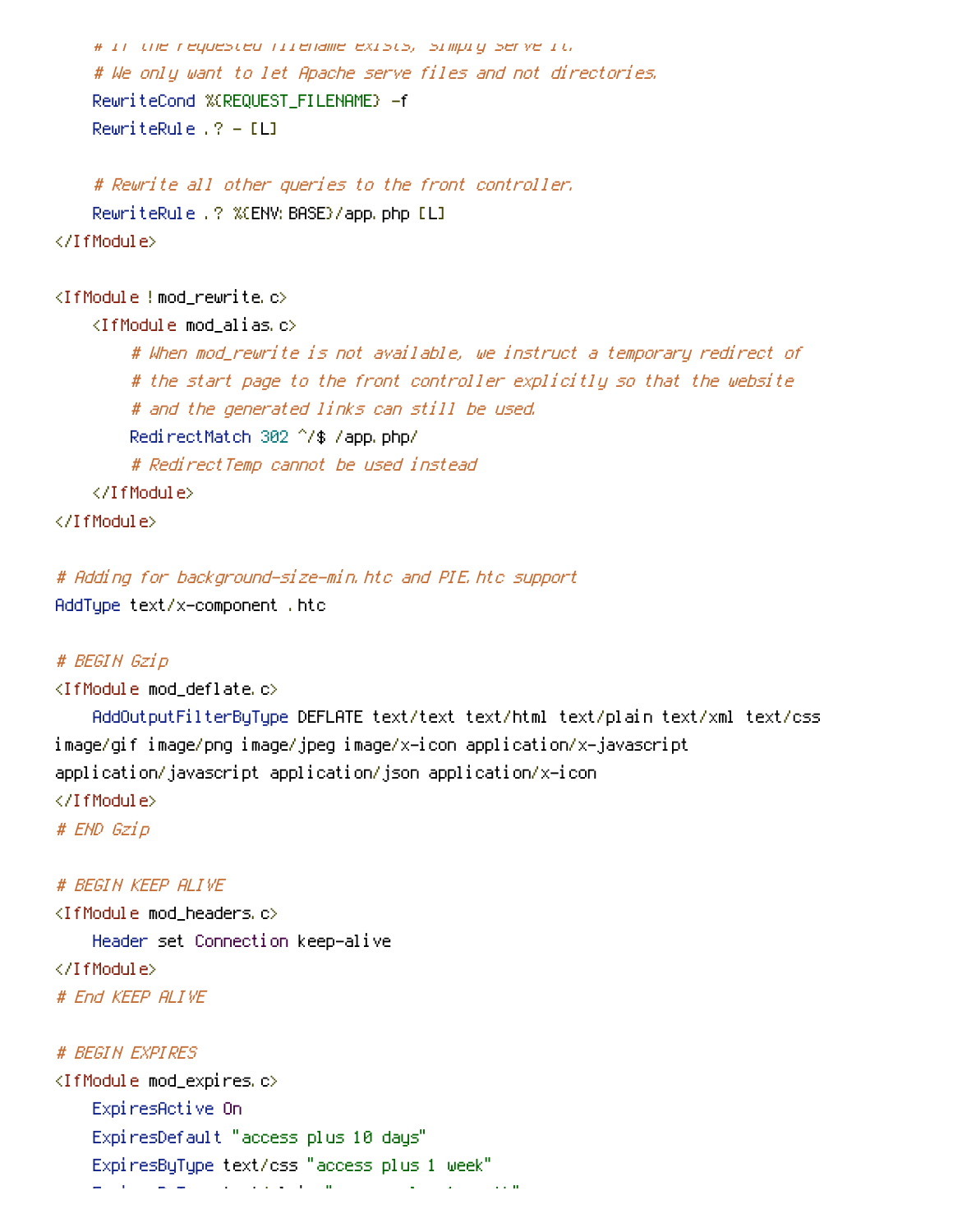```
    # If the requested filename exists, simply serve it.
    # We only want to let Apache serve files and not directories.
    RewriteCond %{REQUEST_FILENAME} -f
    RewriteRule .? - [L]

    # Rewrite all other queries to the front controller.
    RewriteRule .? %{ENV:BASE}/app.php [L]
</IfModule>

<IfModule !mod_rewrite.c>
    <IfModule mod_alias.c>
        # When mod_rewrite is not available, we instruct a temporary redirect of
        # the start page to the front controller explicitly so that the website
        # and the generated links can still be used.
        RedirectMatch 302 ^/$ /app.php/
        # RedirectTemp cannot be used instead
    </IfModule>
</IfModule>

# Adding for background-size-min.htc and PIE.htc support
AddType text/x-component .htc

# BEGIN Gzip
<IfModule mod_deflate.c>
    AddOutputFilterByType DEFLATE text/text text/html text/plain text/xml text/css
image/gif image/png image/jpeg image/x-icon application/x-javascript
application/javascript application/json application/x-icon
</IfModule>
# END Gzip

# BEGIN KEEP ALIVE
<IfModule mod_headers.c>
    Header set Connection keep-alive
</IfModule>
# End KEEP ALIVE

# BEGIN EXPIRES
<IfModule mod_expires.c>
    ExpiresActive On
    ExpiresDefault "access plus 10 days"
    ExpiresByType text/css "access plus 1 week"
```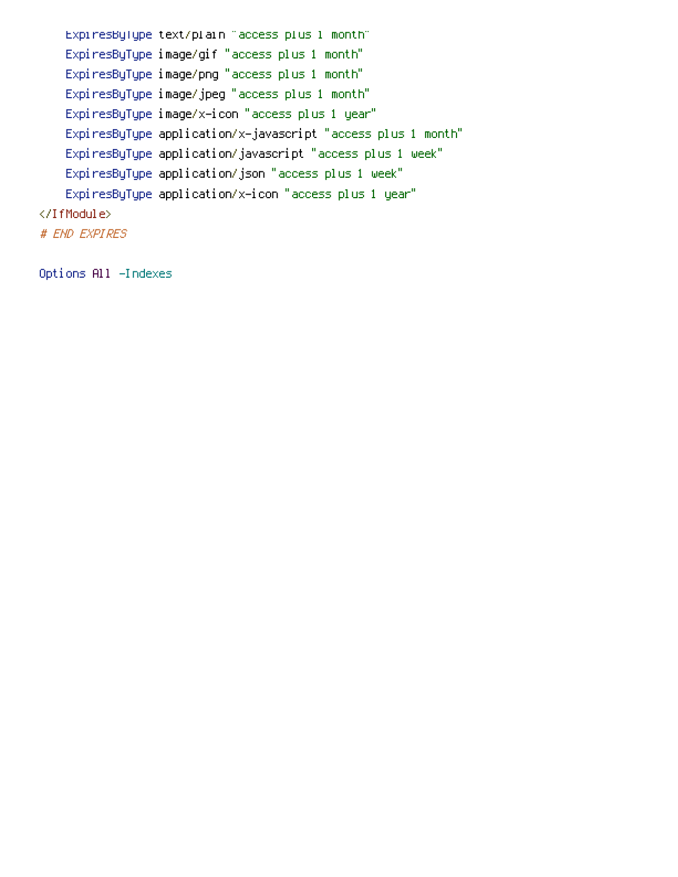```
    ExpiresByType text/plain "access plus 1 month"
    ExpiresByType image/gif "access plus 1 month"
    ExpiresByType image/png "access plus 1 month"
    ExpiresByType image/jpeg "access plus 1 month"
    ExpiresByType image/x-icon "access plus 1 year"
    ExpiresByType application/x-javascript "access plus 1 month"
    ExpiresByType application/javascript "access plus 1 week"
    ExpiresByType application/json "access plus 1 week"
    ExpiresByType application/x-icon "access plus 1 year"
</IfModule>
# END EXPIRES

Options All -Indexes
```